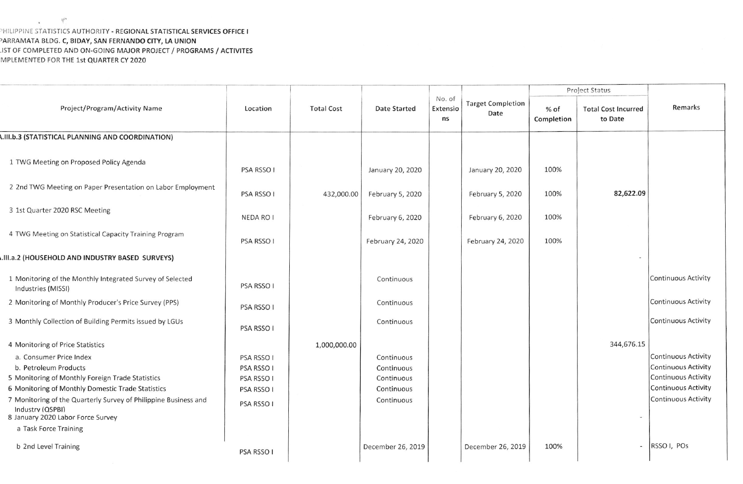PHILIPPINE STATISTICS AUTHORITY - REGIONAL STATISTICAL SERVICES OFFICE I
PARRAMATA BLDG. C, BIDAY, SAN FERNANDO CITY, LA UNION
LIST OF COMPLETED AND ON-GOING MAJOR PROJECT / PROGRAMS / ACTIVITES
IMPLEMENTED FOR THE 1st QUARTER CY 2020

| Project/Program/Activity Name | Location | Total Cost | Date Started | No. of Extensions | Target Completion Date | Project Status | | Remarks |
|---|---|---|---|---|---|---|---|---|
| | | | | | | % of Completion | Total Cost Incurred to Date | |
| **A.III.b.3 (STATISTICAL PLANNING AND COORDINATION)** | | | | | | | | |
| 1 TWG Meeting on Proposed Policy Agenda | PSA RSSO I | | January 20, 2020 | | January 20, 2020 | 100% | | |
| 2 2nd TWG Meeting on Paper Presentation on Labor Employment | PSA RSSO I | 432,000.00 | February 5, 2020 | | February 5, 2020 | 100% | 82,622.09 | |
| 3 1st Quarter 2020 RSC Meeting | NEDA RO I | | February 6, 2020 | | February 6, 2020 | 100% | | |
| 4 TWG Meeting on Statistical Capacity Training Program | PSA RSSO I | | February 24, 2020 | | February 24, 2020 | 100% | | |
| **A.III.a.2 (HOUSEHOLD AND INDUSTRY BASED SURVEYS)** | | | | | | | - | |
| 1 Monitoring of the Monthly Integrated Survey of Selected Industries (MISSI) | PSA RSSO I | | Continuous | | | | | Continuous Activity |
| 2 Monitoring of Monthly Producer's Price Survey (PPS) | PSA RSSO I | | Continuous | | | | | Continuous Activity |
| 3 Monthly Collection of Building Permits issued by LGUs | PSA RSSO I | | Continuous | | | | | Continuous Activity |
| 4 Monitoring of Price Statistics | | 1,000,000.00 | | | | | 344,676.15 | |
| a. Consumer Price Index | PSA RSSO I | | Continuous | | | | | Continuous Activity |
| b. Petroleum Products | PSA RSSO I | | Continuous | | | | | Continuous Activity |
| 5 Monitoring of Monthly Foreign Trade Statistics | PSA RSSO I | | Continuous | | | | | Continuous Activity |
| 6 Monitoring of Monthly Domestic Trade Statistics | PSA RSSO I | | Continuous | | | | | Continuous Activity |
| 7 Monitoring of the Quarterly Survey of Philippine Business and Industry (QSPBI) | PSA RSSO I | | Continuous | | | | | Continuous Activity |
| 8 January 2020 Labor Force Survey | | | | | | | - | |
| a Task Force Training | | | | | | | | |
| b 2nd Level Training | PSA RSSO I | | December 26, 2019 | | December 26, 2019 | 100% | - | RSSO I, POs |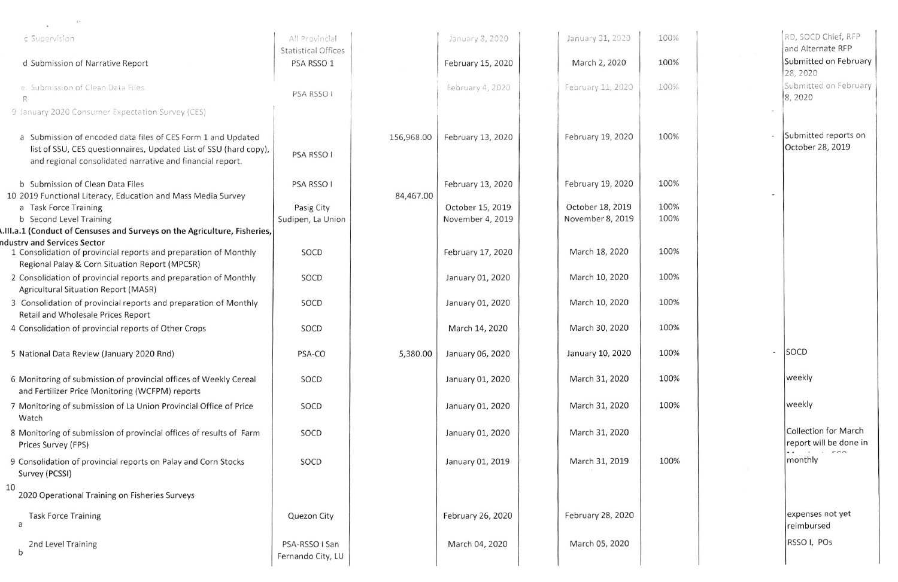| | | | | | | | |
|---|---|---|---|---|---|---|---|
| c Supervision | All Provincial Statistical Offices | | January 8, 2020 | January 31, 2020 | 100% | | RD, SOCD Chief, RFP and Alternate RFP |
| d Submission of Narrative Report | PSA RSSO 1 | | February 15, 2020 | March 2, 2020 | 100% | | Submitted on February 28, 2020 |
| e Submission of Clean Data Files R | PSA RSSO I | | February 4, 2020 | February 11, 2020 | 100% | | Submitted on February 8, 2020 |
| 9 January 2020 Consumer Expectation Survey (CES) | | | | | | - | |
| a Submission of encoded data files of CES Form 1 and Updated list of SSU, CES questionnaires, Updated List of SSU (hard copy), and regional consolidated narrative and financial report. | PSA RSSO I | 156,968.00 | February 13, 2020 | February 19, 2020 | 100% | - | Submitted reports on October 28, 2019 |
| b Submission of Clean Data Files | PSA RSSO I | | February 13, 2020 | February 19, 2020 | 100% | | |
| 10 2019 Functional Literacy, Education and Mass Media Survey | | 84,467.00 | | | | - | |
| a Task Force Training | Pasig City | | October 15, 2019 | October 18, 2019 | 100% | | |
| b Second Level Training | Sudipen, La Union | | November 4, 2019 | November 8, 2019 | 100% | | |
| **A.III.a.1 (Conduct of Censuses and Surveys on the Agriculture, Fisheries, Industry and Services Sector** | | | | | | | |
| 1 Consolidation of provincial reports and preparation of Monthly Regional Palay & Corn Situation Report (MPCSR) | SOCD | | February 17, 2020 | March 18, 2020 | 100% | | |
| 2 Consolidation of provincial reports and preparation of Monthly Agricultural Situation Report (MASR) | SOCD | | January 01, 2020 | March 10, 2020 | 100% | | |
| 3 Consolidation of provincial reports and preparation of Monthly Retail and Wholesale Prices Report | SOCD | | January 01, 2020 | March 10, 2020 | 100% | | |
| 4 Consolidation of provincial reports of Other Crops | SOCD | | March 14, 2020 | March 30, 2020 | 100% | | |
| 5 National Data Review (January 2020 Rnd) | PSA-CO | 5,380.00 | January 06, 2020 | January 10, 2020 | 100% | - | SOCD |
| 6 Monitoring of submission of provincial offices of Weekly Cereal and Fertilizer Price Monitoring (WCFPM) reports | SOCD | | January 01, 2020 | March 31, 2020 | 100% | | weekly |
| 7 Monitoring of submission of La Union Provincial Office of Price Watch | SOCD | | January 01, 2020 | March 31, 2020 | 100% | | weekly |
| 8 Monitoring of submission of provincial offices of results of Farm Prices Survey (FPS) | SOCD | | January 01, 2020 | March 31, 2020 | | | Collection for March report will be done in |
| 9 Consolidation of provincial reports on Palay and Corn Stocks Survey (PCSSI) | SOCD | | January 01, 2019 | March 31, 2019 | 100% | | monthly |
| 10 2020 Operational Training on Fisheries Surveys | | | | | | | |
| a Task Force Training | Quezon City | | February 26, 2020 | February 28, 2020 | | | expenses not yet reimbursed |
| b 2nd Level Training | PSA-RSSO I San Fernando City, LU | | March 04, 2020 | March 05, 2020 | | | RSSO I, POs |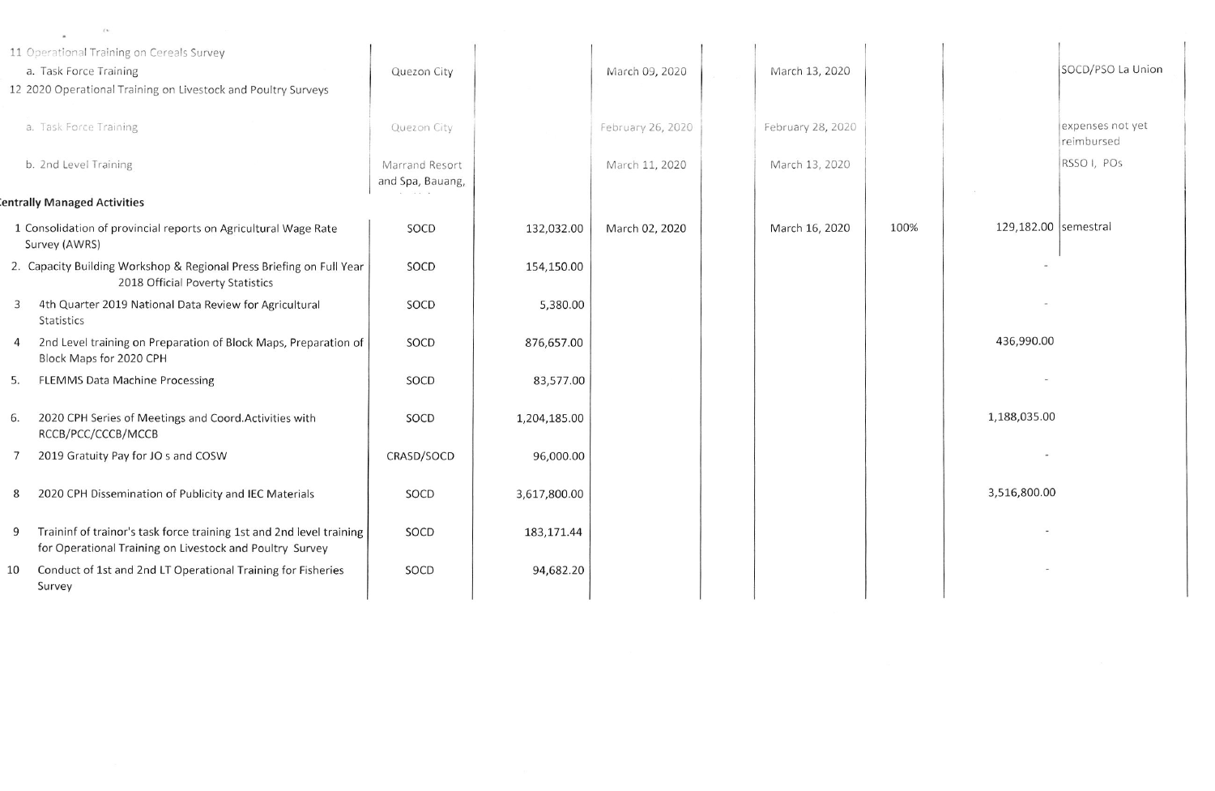| | | | | | | | |
|---|---|---|---|---|---|---|---|
| 11 Operational Training on Cereals Survey | | | | | | | |
| a. Task Force Training | Quezon City | | March 09, 2020 | March 13, 2020 | | | SOCD/PSO La Union |
| 12 2020 Operational Training on Livestock and Poultry Surveys | | | | | | | |
| a. Task Force Training | Quezon City | | February 26, 2020 | February 28, 2020 | | | expenses not yet reimbursed |
| b. 2nd Level Training | Marrand Resort and Spa, Bauang, | | March 11, 2020 | March 13, 2020 | | | RSSO I, POs |
| **Centrally Managed Activities** | | | | | | | |
| 1 Consolidation of provincial reports on Agricultural Wage Rate Survey (AWRS) | SOCD | 132,032.00 | March 02, 2020 | March 16, 2020 | 100% | 129,182.00 | semestral |
| 2. Capacity Building Workshop & Regional Press Briefing on Full Year 2018 Official Poverty Statistics | SOCD | 154,150.00 | | | | - | |
| 3 4th Quarter 2019 National Data Review for Agricultural Statistics | SOCD | 5,380.00 | | | | - | |
| 4 2nd Level training on Preparation of Block Maps, Preparation of Block Maps for 2020 CPH | SOCD | 876,657.00 | | | | 436,990.00 | |
| 5. FLEMMS Data Machine Processing | SOCD | 83,577.00 | | | | - | |
| 6. 2020 CPH Series of Meetings and Coord.Activities with RCCB/PCC/CCCB/MCCB | SOCD | 1,204,185.00 | | | | 1,188,035.00 | |
| 7 2019 Gratuity Pay for JO s and COSW | CRASD/SOCD | 96,000.00 | | | | - | |
| 8 2020 CPH Dissemination of Publicity and IEC Materials | SOCD | 3,617,800.00 | | | | 3,516,800.00 | |
| 9 Traininf of trainor's task force training 1st and 2nd level training for Operational Training on Livestock and Poultry Survey | SOCD | 183,171.44 | | | | - | |
| 10 Conduct of 1st and 2nd LT Operational Training for Fisheries Survey | SOCD | 94,682.20 | | | | - | |